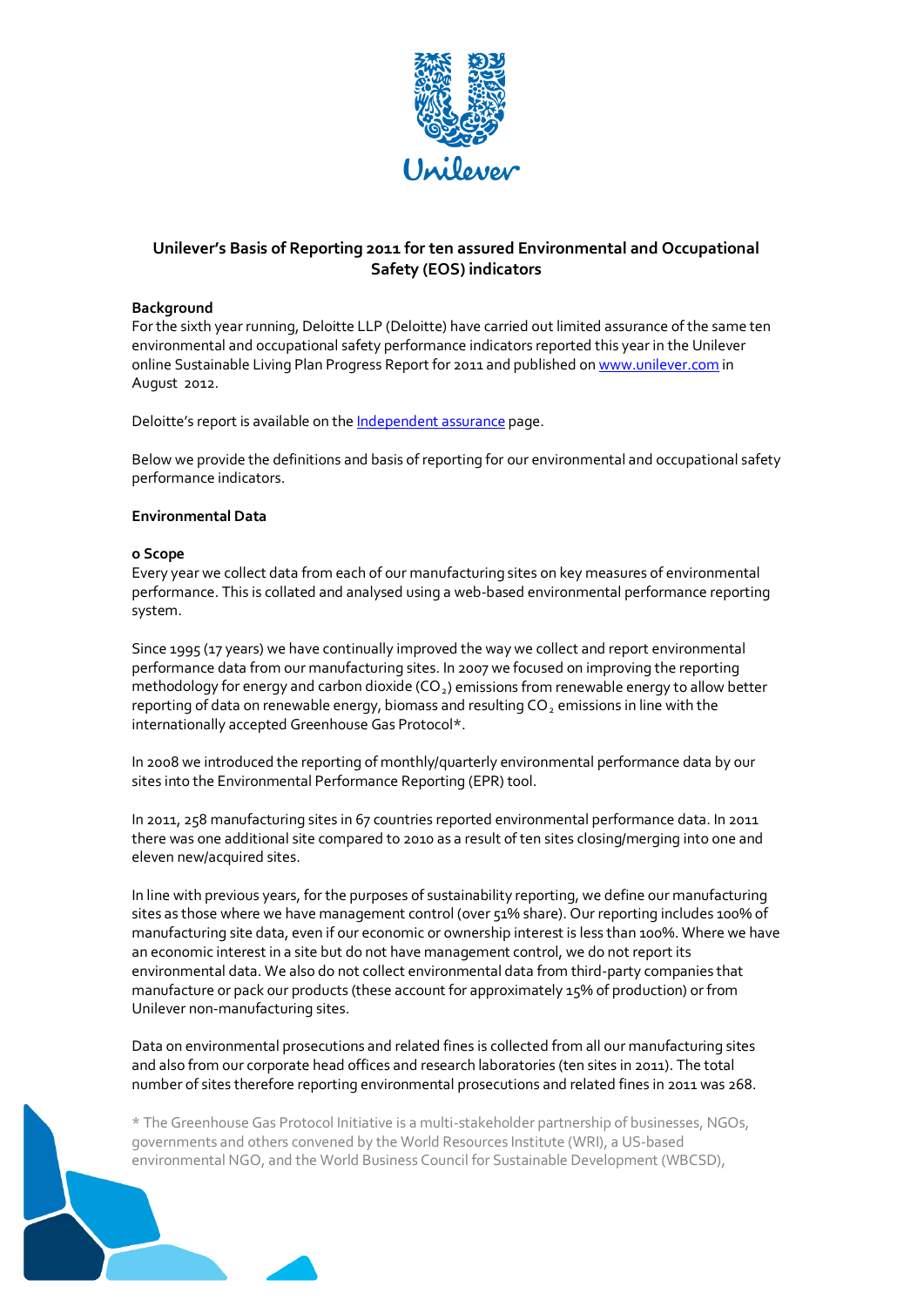# Unilever's Basis of Reporting 2011 for ten assured Environmental and Occupational Safety (EOS) indicators

**Background**

For the sixth year running, Deloitte LLP (Deloitte) have carried out limited assurance of the same ten environmental and occupational safety performance indicators reported this year in the Unilever online Sustainable Living Plan Progress Report for 2011 and published on [www.unilever.com](www.unilever.com) in August 2012.

Deloitte's report is available on the [Independent assurance]() page.

Below we provide the definitions and basis of reporting for our environmental and occupational safety performance indicators.

**Environmental Data**

**o Scope**

Every year we collect data from each of our manufacturing sites on key measures of environmental performance. This is collated and analysed using a web-based environmental performance reporting system.

Since 1995 (17 years) we have continually improved the way we collect and report environmental performance data from our manufacturing sites. In 2007 we focused on improving the reporting methodology for energy and carbon dioxide ($CO_2$) emissions from renewable energy to allow better reporting of data on renewable energy, biomass and resulting $CO_2$ emissions in line with the internationally accepted Greenhouse Gas Protocol*.

In 2008 we introduced the reporting of monthly/quarterly environmental performance data by our sites into the Environmental Performance Reporting (EPR) tool.

In 2011, 258 manufacturing sites in 67 countries reported environmental performance data. In 2011 there was one additional site compared to 2010 as a result of ten sites closing/merging into one and eleven new/acquired sites.

In line with previous years, for the purposes of sustainability reporting, we define our manufacturing sites as those where we have management control (over 51% share). Our reporting includes 100% of manufacturing site data, even if our economic or ownership interest is less than 100%. Where we have an economic interest in a site but do not have management control, we do not report its environmental data. We also do not collect environmental data from third-party companies that manufacture or pack our products (these account for approximately 15% of production) or from Unilever non-manufacturing sites.

Data on environmental prosecutions and related fines is collected from all our manufacturing sites and also from our corporate head offices and research laboratories (ten sites in 2011). The total number of sites therefore reporting environmental prosecutions and related fines in 2011 was 268.

* The Greenhouse Gas Protocol Initiative is a multi-stakeholder partnership of businesses, NGOs, governments and others convened by the World Resources Institute (WRI), a US-based environmental NGO, and the World Business Council for Sustainable Development (WBCSD),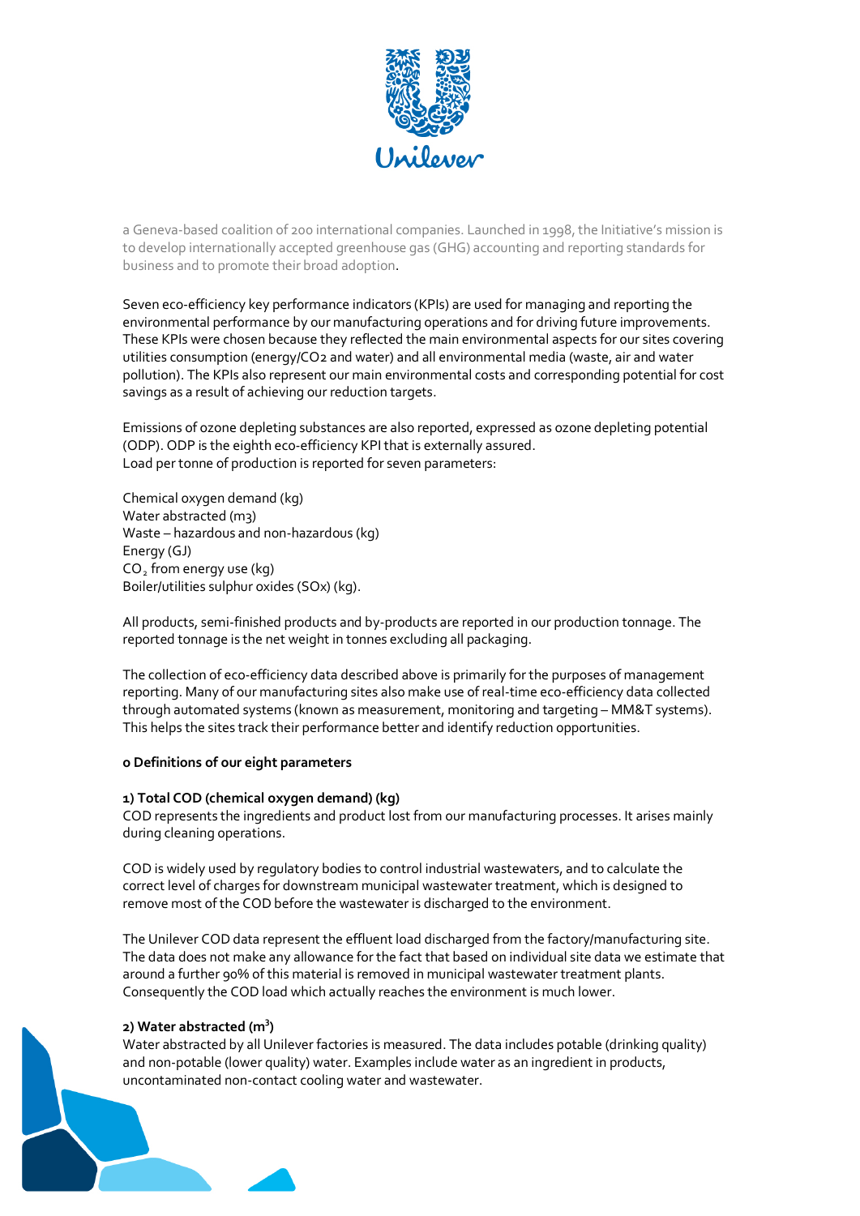a Geneva-based coalition of 200 international companies. Launched in 1998, the Initiative's mission is to develop internationally accepted greenhouse gas (GHG) accounting and reporting standards for business and to promote their broad adoption.

Seven eco-efficiency key performance indicators (KPIs) are used for managing and reporting the environmental performance by our manufacturing operations and for driving future improvements. These KPIs were chosen because they reflected the main environmental aspects for our sites covering utilities consumption (energy/$CO_2$ and water) and all environmental media (waste, air and water pollution). The KPIs also represent our main environmental costs and corresponding potential for cost savings as a result of achieving our reduction targets.

Emissions of ozone depleting substances are also reported, expressed as ozone depleting potential (ODP). ODP is the eighth eco-efficiency KPI that is externally assured.
Load per tonne of production is reported for seven parameters:

Chemical oxygen demand (kg)
Water abstracted (m3)
Waste – hazardous and non-hazardous (kg)
Energy (GJ)
$CO_2$ from energy use (kg)
Boiler/utilities sulphur oxides (SOx) (kg).

All products, semi-finished products and by-products are reported in our production tonnage. The reported tonnage is the net weight in tonnes excluding all packaging.

The collection of eco-efficiency data described above is primarily for the purposes of management reporting. Many of our manufacturing sites also make use of real-time eco-efficiency data collected through automated systems (known as measurement, monitoring and targeting – MM&T systems). This helps the sites track their performance better and identify reduction opportunities.

**o Definitions of our eight parameters**

**1) Total COD (chemical oxygen demand) (kg)**
COD represents the ingredients and product lost from our manufacturing processes. It arises mainly during cleaning operations.

COD is widely used by regulatory bodies to control industrial wastewaters, and to calculate the correct level of charges for downstream municipal wastewater treatment, which is designed to remove most of the COD before the wastewater is discharged to the environment.

The Unilever COD data represent the effluent load discharged from the factory/manufacturing site. The data does not make any allowance for the fact that based on individual site data we estimate that around a further 90% of this material is removed in municipal wastewater treatment plants. Consequently the COD load which actually reaches the environment is much lower.

**2) Water abstracted ($m^3$)**
Water abstracted by all Unilever factories is measured. The data includes potable (drinking quality) and non-potable (lower quality) water. Examples include water as an ingredient in products, uncontaminated non-contact cooling water and wastewater.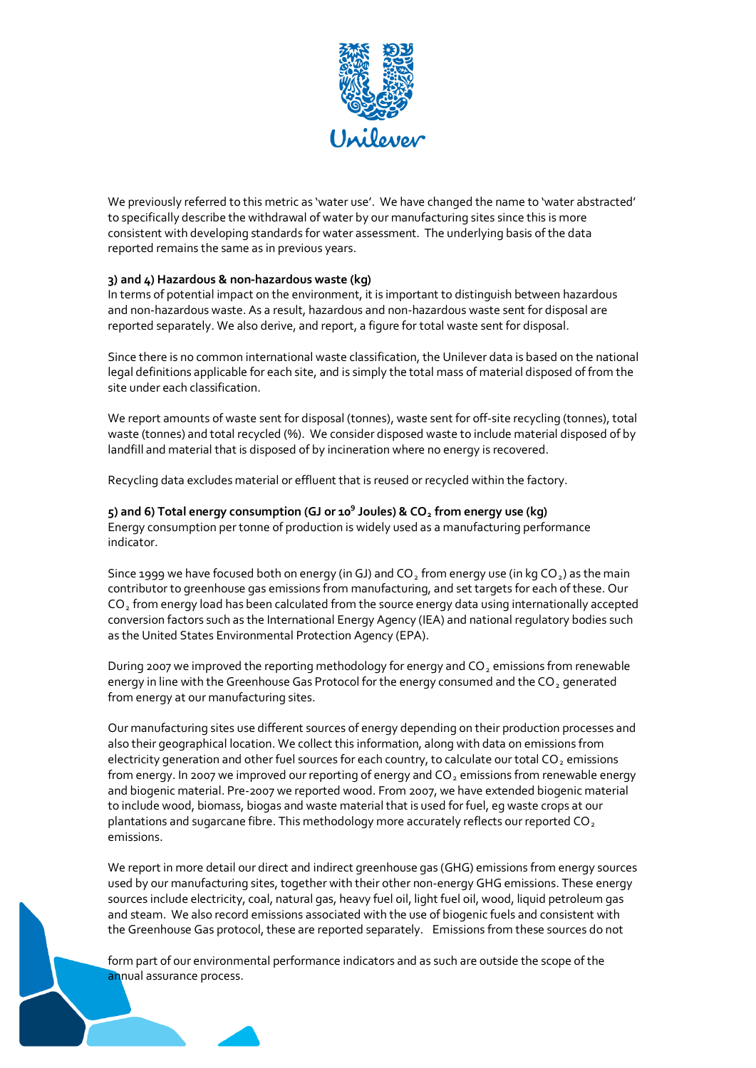We previously referred to this metric as 'water use'. We have changed the name to 'water abstracted' to specifically describe the withdrawal of water by our manufacturing sites since this is more consistent with developing standards for water assessment. The underlying basis of the data reported remains the same as in previous years.

**3) and 4) Hazardous & non-hazardous waste (kg)**

In terms of potential impact on the environment, it is important to distinguish between hazardous and non-hazardous waste. As a result, hazardous and non-hazardous waste sent for disposal are reported separately. We also derive, and report, a figure for total waste sent for disposal.

Since there is no common international waste classification, the Unilever data is based on the national legal definitions applicable for each site, and is simply the total mass of material disposed of from the site under each classification.

We report amounts of waste sent for disposal (tonnes), waste sent for off-site recycling (tonnes), total waste (tonnes) and total recycled (%). We consider disposed waste to include material disposed of by landfill and material that is disposed of by incineration where no energy is recovered.

Recycling data excludes material or effluent that is reused or recycled within the factory.

**5) and 6) Total energy consumption (GJ or $10^9$ Joules) & $CO_2$ from energy use (kg)**

Energy consumption per tonne of production is widely used as a manufacturing performance indicator.

Since 1999 we have focused both on energy (in GJ) and $CO_2$ from energy use (in kg $CO_2$) as the main contributor to greenhouse gas emissions from manufacturing, and set targets for each of these. Our $CO_2$ from energy load has been calculated from the source energy data using internationally accepted conversion factors such as the International Energy Agency (IEA) and national regulatory bodies such as the United States Environmental Protection Agency (EPA).

During 2007 we improved the reporting methodology for energy and $CO_2$ emissions from renewable energy in line with the Greenhouse Gas Protocol for the energy consumed and the $CO_2$ generated from energy at our manufacturing sites.

Our manufacturing sites use different sources of energy depending on their production processes and also their geographical location. We collect this information, along with data on emissions from electricity generation and other fuel sources for each country, to calculate our total $CO_2$ emissions from energy. In 2007 we improved our reporting of energy and $CO_2$ emissions from renewable energy and biogenic material. Pre-2007 we reported wood. From 2007, we have extended biogenic material to include wood, biomass, biogas and waste material that is used for fuel, eg waste crops at our plantations and sugarcane fibre. This methodology more accurately reflects our reported $CO_2$ emissions.

We report in more detail our direct and indirect greenhouse gas (GHG) emissions from energy sources used by our manufacturing sites, together with their other non-energy GHG emissions. These energy sources include electricity, coal, natural gas, heavy fuel oil, light fuel oil, wood, liquid petroleum gas and steam. We also record emissions associated with the use of biogenic fuels and consistent with the Greenhouse Gas protocol, these are reported separately. Emissions from these sources do not form part of our environmental performance indicators and as such are outside the scope of the annual assurance process.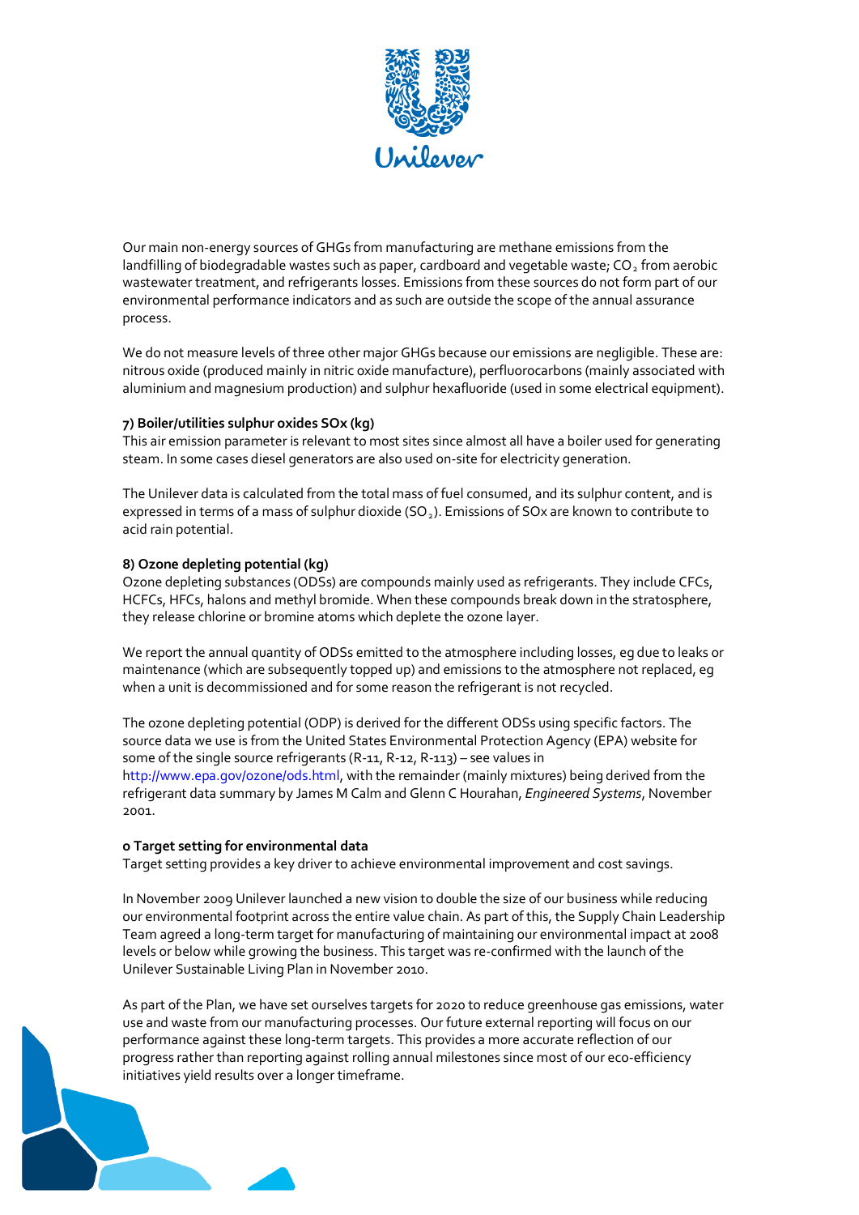Our main non-energy sources of GHGs from manufacturing are methane emissions from the landfilling of biodegradable wastes such as paper, cardboard and vegetable waste; $CO_2$ from aerobic wastewater treatment, and refrigerants losses. Emissions from these sources do not form part of our environmental performance indicators and as such are outside the scope of the annual assurance process.

We do not measure levels of three other major GHGs because our emissions are negligible. These are: nitrous oxide (produced mainly in nitric oxide manufacture), perfluorocarbons (mainly associated with aluminium and magnesium production) and sulphur hexafluoride (used in some electrical equipment).

**7) Boiler/utilities sulphur oxides SOx (kg)**

This air emission parameter is relevant to most sites since almost all have a boiler used for generating steam. In some cases diesel generators are also used on-site for electricity generation.

The Unilever data is calculated from the total mass of fuel consumed, and its sulphur content, and is expressed in terms of a mass of sulphur dioxide ($SO_2$). Emissions of SOx are known to contribute to acid rain potential.

**8) Ozone depleting potential (kg)**

Ozone depleting substances (ODSs) are compounds mainly used as refrigerants. They include CFCs, HCFCs, HFCs, halons and methyl bromide. When these compounds break down in the stratosphere, they release chlorine or bromine atoms which deplete the ozone layer.

We report the annual quantity of ODSs emitted to the atmosphere including losses, eg due to leaks or maintenance (which are subsequently topped up) and emissions to the atmosphere not replaced, eg when a unit is decommissioned and for some reason the refrigerant is not recycled.

The ozone depleting potential (ODP) is derived for the different ODSs using specific factors. The source data we use is from the United States Environmental Protection Agency (EPA) website for some of the single source refrigerants (R-11, R-12, R-113) – see values in http://www.epa.gov/ozone/ods.html, with the remainder (mainly mixtures) being derived from the refrigerant data summary by James M Calm and Glenn C Hourahan, *Engineered Systems*, November 2001.

**o Target setting for environmental data**

Target setting provides a key driver to achieve environmental improvement and cost savings.

In November 2009 Unilever launched a new vision to double the size of our business while reducing our environmental footprint across the entire value chain. As part of this, the Supply Chain Leadership Team agreed a long-term target for manufacturing of maintaining our environmental impact at 2008 levels or below while growing the business. This target was re-confirmed with the launch of the Unilever Sustainable Living Plan in November 2010.

As part of the Plan, we have set ourselves targets for 2020 to reduce greenhouse gas emissions, water use and waste from our manufacturing processes. Our future external reporting will focus on our performance against these long-term targets. This provides a more accurate reflection of our progress rather than reporting against rolling annual milestones since most of our eco-efficiency initiatives yield results over a longer timeframe.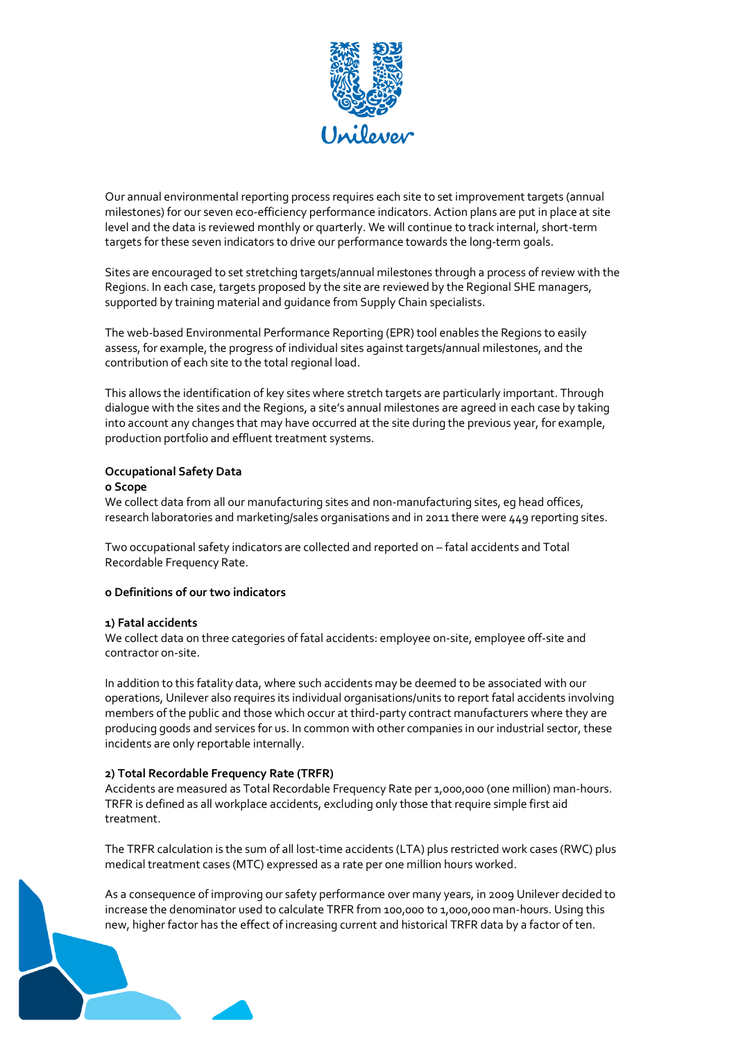Our annual environmental reporting process requires each site to set improvement targets (annual milestones) for our seven eco-efficiency performance indicators. Action plans are put in place at site level and the data is reviewed monthly or quarterly. We will continue to track internal, short-term targets for these seven indicators to drive our performance towards the long-term goals.

Sites are encouraged to set stretching targets/annual milestones through a process of review with the Regions. In each case, targets proposed by the site are reviewed by the Regional SHE managers, supported by training material and guidance from Supply Chain specialists.

The web-based Environmental Performance Reporting (EPR) tool enables the Regions to easily assess, for example, the progress of individual sites against targets/annual milestones, and the contribution of each site to the total regional load.

This allows the identification of key sites where stretch targets are particularly important. Through dialogue with the sites and the Regions, a site's annual milestones are agreed in each case by taking into account any changes that may have occurred at the site during the previous year, for example, production portfolio and effluent treatment systems.

## Occupational Safety Data

**o Scope**

We collect data from all our manufacturing sites and non-manufacturing sites, eg head offices, research laboratories and marketing/sales organisations and in 2011 there were 449 reporting sites.

Two occupational safety indicators are collected and reported on – fatal accidents and Total Recordable Frequency Rate.

**o Definitions of our two indicators**

**1) Fatal accidents**

We collect data on three categories of fatal accidents: employee on-site, employee off-site and contractor on-site.

In addition to this fatality data, where such accidents may be deemed to be associated with our operations, Unilever also requires its individual organisations/units to report fatal accidents involving members of the public and those which occur at third-party contract manufacturers where they are producing goods and services for us. In common with other companies in our industrial sector, these incidents are only reportable internally.

**2) Total Recordable Frequency Rate (TRFR)**

Accidents are measured as Total Recordable Frequency Rate per 1,000,000 (one million) man-hours. TRFR is defined as all workplace accidents, excluding only those that require simple first aid treatment.

The TRFR calculation is the sum of all lost-time accidents (LTA) plus restricted work cases (RWC) plus medical treatment cases (MTC) expressed as a rate per one million hours worked.

As a consequence of improving our safety performance over many years, in 2009 Unilever decided to increase the denominator used to calculate TRFR from 100,000 to 1,000,000 man-hours. Using this new, higher factor has the effect of increasing current and historical TRFR data by a factor of ten.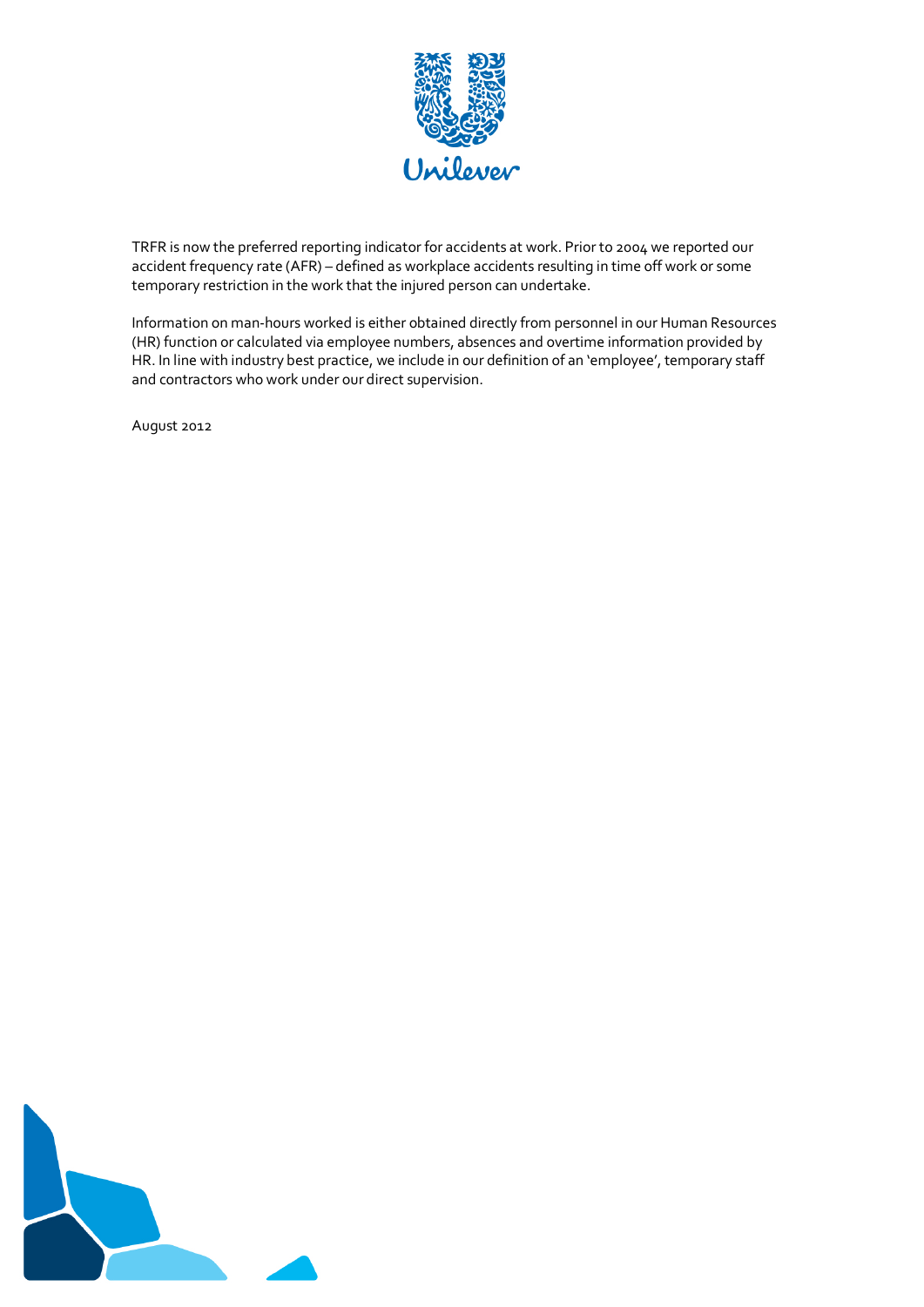TRFR is now the preferred reporting indicator for accidents at work. Prior to 2004 we reported our accident frequency rate (AFR) – defined as workplace accidents resulting in time off work or some temporary restriction in the work that the injured person can undertake.

Information on man-hours worked is either obtained directly from personnel in our Human Resources (HR) function or calculated via employee numbers, absences and overtime information provided by HR. In line with industry best practice, we include in our definition of an 'employee', temporary staff and contractors who work under our direct supervision.

August 2012